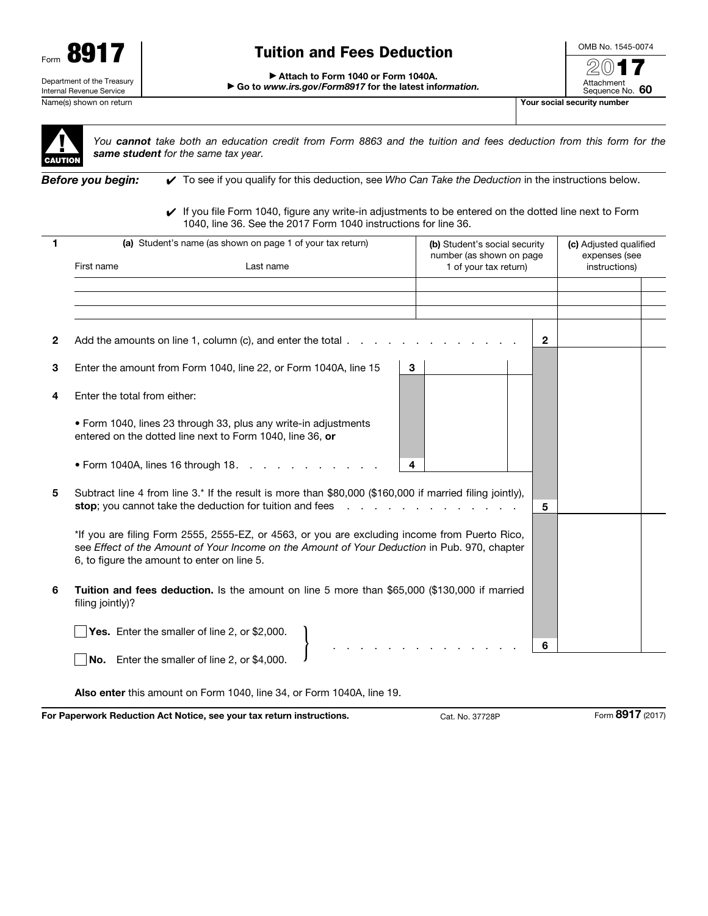Form **8917**

Department of the Treasury
Internal Revenue Service

# Tuition and Fees Deduction

▶ **Attach to Form 1040 or Form 1040A.**
▶ **Go to *www.irs.gov/Form8917* for the latest information.**

OMB No. 1545-0074

**2017**

Attachment Sequence No. **60**

Name(s) shown on return | **Your social security number**

**CAUTION**: *You **cannot** take both an education credit from Form 8863 and the tuition and fees deduction from this form for the **same student** for the same tax year.*

***Before you begin:***

✔ To see if you qualify for this deduction, see *Who Can Take the Deduction* in the instructions below.

✔ If you file Form 1040, figure any write-in adjustments to be entered on the dotted line next to Form 1040, line 36. See the 2017 Form 1040 instructions for line 36.

| 1 | **(a)** Student's name (as shown on page 1 of your tax return) | | **(b)** Student's social security number (as shown on page 1 of your tax return) | **(c)** Adjusted qualified expenses (see instructions) |
|---|---|---|---|---|
| | First name | Last name | | |
| | | | | |
| | | | | |
| | | | | |

| | | | | | |
|---|---|---|---|---|---|
| **2** | Add the amounts on line 1, column (c), and enter the total . . . . . . . . . . . . . . | | | **2** | |
| **3** | Enter the amount from Form 1040, line 22, or Form 1040A, line 15 | **3** | | | |
| **4** | Enter the total from either: <br> • Form 1040, lines 23 through 33, plus any write-in adjustments entered on the dotted line next to Form 1040, line 36, **or** <br> • Form 1040A, lines 16 through 18 . . . . . . . . . . . | **4** | | | |
| **5** | Subtract line 4 from line 3.* If the result is more than $80,000 ($160,000 if married filing jointly), **stop**; you cannot take the deduction for tuition and fees . . . . . . . . . . . . . . | | | **5** | |
| | *If you are filing Form 2555, 2555-EZ, or 4563, or you are excluding income from Puerto Rico, see *Effect of the Amount of Your Income on the Amount of Your Deduction* in Pub. 970, chapter 6, to figure the amount to enter on line 5. | | | | |
| **6** | **Tuition and fees deduction.** Is the amount on line 5 more than $65,000 ($130,000 if married filing jointly)? <br> ☐ **Yes.** Enter the smaller of line 2, or $2,000. <br> ☐ **No.** Enter the smaller of line 2, or $4,000. . . . . . . . . . . . . . . | | | **6** | |

**Also enter** this amount on Form 1040, line 34, or Form 1040A, line 19.

**For Paperwork Reduction Act Notice, see your tax return instructions.** Cat. No. 37728P Form **8917** (2017)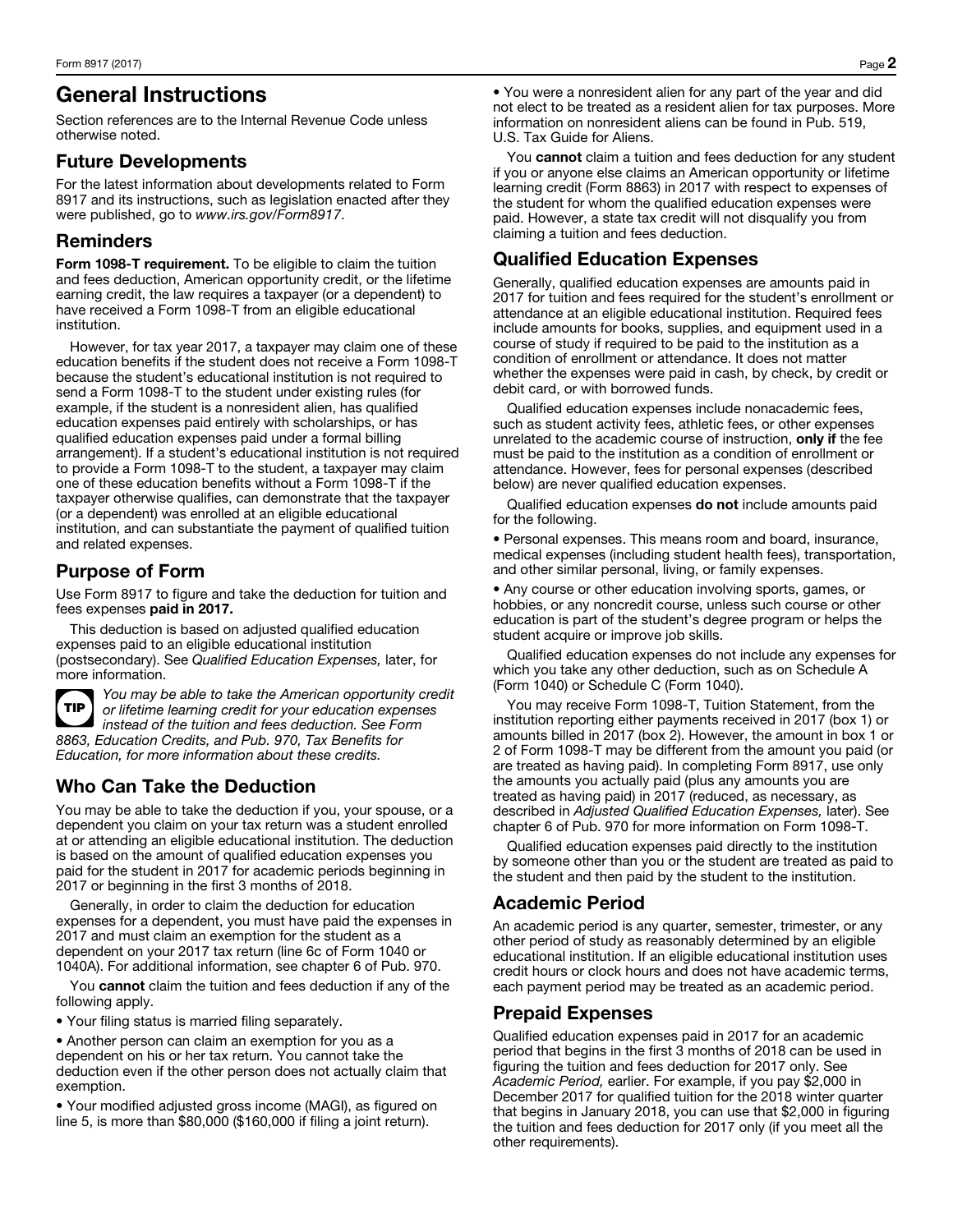# General Instructions

Section references are to the Internal Revenue Code unless otherwise noted.

## Future Developments

For the latest information about developments related to Form 8917 and its instructions, such as legislation enacted after they were published, go to *www.irs.gov/Form8917*.

## Reminders

**Form 1098-T requirement.** To be eligible to claim the tuition and fees deduction, American opportunity credit, or the lifetime earning credit, the law requires a taxpayer (or a dependent) to have received a Form 1098-T from an eligible educational institution.

However, for tax year 2017, a taxpayer may claim one of these education benefits if the student does not receive a Form 1098-T because the student's educational institution is not required to send a Form 1098-T to the student under existing rules (for example, if the student is a nonresident alien, has qualified education expenses paid entirely with scholarships, or has qualified education expenses paid under a formal billing arrangement). If a student's educational institution is not required to provide a Form 1098-T to the student, a taxpayer may claim one of these education benefits without a Form 1098-T if the taxpayer otherwise qualifies, can demonstrate that the taxpayer (or a dependent) was enrolled at an eligible educational institution, and can substantiate the payment of qualified tuition and related expenses.

## Purpose of Form

Use Form 8917 to figure and take the deduction for tuition and fees expenses **paid in 2017.**

This deduction is based on adjusted qualified education expenses paid to an eligible educational institution (postsecondary). See *Qualified Education Expenses,* later, for more information.

**TIP** *You may be able to take the American opportunity credit or lifetime learning credit for your education expenses instead of the tuition and fees deduction. See Form 8863, Education Credits, and Pub. 970, Tax Benefits for Education, for more information about these credits.*

## Who Can Take the Deduction

You may be able to take the deduction if you, your spouse, or a dependent you claim on your tax return was a student enrolled at or attending an eligible educational institution. The deduction is based on the amount of qualified education expenses you paid for the student in 2017 for academic periods beginning in 2017 or beginning in the first 3 months of 2018.

Generally, in order to claim the deduction for education expenses for a dependent, you must have paid the expenses in 2017 and must claim an exemption for the student as a dependent on your 2017 tax return (line 6c of Form 1040 or 1040A). For additional information, see chapter 6 of Pub. 970.

You **cannot** claim the tuition and fees deduction if any of the following apply.

- Your filing status is married filing separately.
- Another person can claim an exemption for you as a dependent on his or her tax return. You cannot take the deduction even if the other person does not actually claim that exemption.
- Your modified adjusted gross income (MAGI), as figured on line 5, is more than $80,000 ($160,000 if filing a joint return).
- You were a nonresident alien for any part of the year and did not elect to be treated as a resident alien for tax purposes. More information on nonresident aliens can be found in Pub. 519, U.S. Tax Guide for Aliens.

You **cannot** claim a tuition and fees deduction for any student if you or anyone else claims an American opportunity or lifetime learning credit (Form 8863) in 2017 with respect to expenses of the student for whom the qualified education expenses were paid. However, a state tax credit will not disqualify you from claiming a tuition and fees deduction.

## Qualified Education Expenses

Generally, qualified education expenses are amounts paid in 2017 for tuition and fees required for the student's enrollment or attendance at an eligible educational institution. Required fees include amounts for books, supplies, and equipment used in a course of study if required to be paid to the institution as a condition of enrollment or attendance. It does not matter whether the expenses were paid in cash, by check, by credit or debit card, or with borrowed funds.

Qualified education expenses include nonacademic fees, such as student activity fees, athletic fees, or other expenses unrelated to the academic course of instruction, **only if** the fee must be paid to the institution as a condition of enrollment or attendance. However, fees for personal expenses (described below) are never qualified education expenses.

Qualified education expenses **do not** include amounts paid for the following.

- Personal expenses. This means room and board, insurance, medical expenses (including student health fees), transportation, and other similar personal, living, or family expenses.
- Any course or other education involving sports, games, or hobbies, or any noncredit course, unless such course or other education is part of the student's degree program or helps the student acquire or improve job skills.

Qualified education expenses do not include any expenses for which you take any other deduction, such as on Schedule A (Form 1040) or Schedule C (Form 1040).

You may receive Form 1098-T, Tuition Statement, from the institution reporting either payments received in 2017 (box 1) or amounts billed in 2017 (box 2). However, the amount in box 1 or 2 of Form 1098-T may be different from the amount you paid (or are treated as having paid). In completing Form 8917, use only the amounts you actually paid (plus any amounts you are treated as having paid) in 2017 (reduced, as necessary, as described in *Adjusted Qualified Education Expenses,* later). See chapter 6 of Pub. 970 for more information on Form 1098-T.

Qualified education expenses paid directly to the institution by someone other than you or the student are treated as paid to the student and then paid by the student to the institution.

## Academic Period

An academic period is any quarter, semester, trimester, or any other period of study as reasonably determined by an eligible educational institution. If an eligible educational institution uses credit hours or clock hours and does not have academic terms, each payment period may be treated as an academic period.

## Prepaid Expenses

Qualified education expenses paid in 2017 for an academic period that begins in the first 3 months of 2018 can be used in figuring the tuition and fees deduction for 2017 only. See *Academic Period,* earlier. For example, if you pay $2,000 in December 2017 for qualified tuition for the 2018 winter quarter that begins in January 2018, you can use that $2,000 in figuring the tuition and fees deduction for 2017 only (if you meet all the other requirements).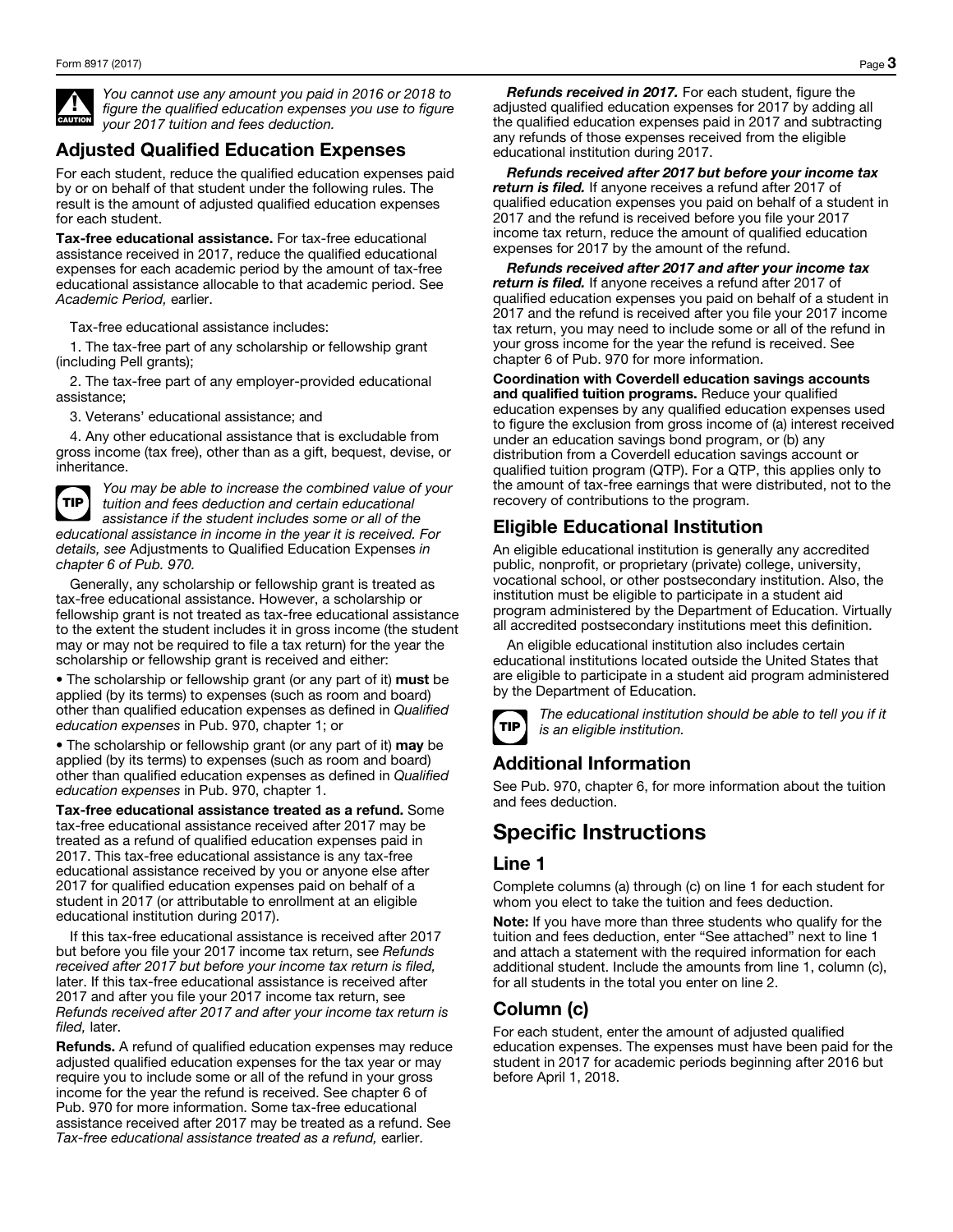**CAUTION** *You cannot use any amount you paid in 2016 or 2018 to figure the qualified education expenses you use to figure your 2017 tuition and fees deduction.*

## Adjusted Qualified Education Expenses

For each student, reduce the qualified education expenses paid by or on behalf of that student under the following rules. The result is the amount of adjusted qualified education expenses for each student.

**Tax-free educational assistance.** For tax-free educational assistance received in 2017, reduce the qualified educational expenses for each academic period by the amount of tax-free educational assistance allocable to that academic period. See *Academic Period,* earlier.

Tax-free educational assistance includes:

1. The tax-free part of any scholarship or fellowship grant (including Pell grants);

2. The tax-free part of any employer-provided educational assistance;

3. Veterans' educational assistance; and

4. Any other educational assistance that is excludable from gross income (tax free), other than as a gift, bequest, devise, or inheritance.

**TIP** *You may be able to increase the combined value of your tuition and fees deduction and certain educational assistance if the student includes some or all of the educational assistance in income in the year it is received. For details, see* Adjustments to Qualified Education Expenses *in chapter 6 of Pub. 970.*

Generally, any scholarship or fellowship grant is treated as tax-free educational assistance. However, a scholarship or fellowship grant is not treated as tax-free educational assistance to the extent the student includes it in gross income (the student may or may not be required to file a tax return) for the year the scholarship or fellowship grant is received and either:

- The scholarship or fellowship grant (or any part of it) **must** be applied (by its terms) to expenses (such as room and board) other than qualified education expenses as defined in *Qualified education expenses* in Pub. 970, chapter 1; or
- The scholarship or fellowship grant (or any part of it) **may** be applied (by its terms) to expenses (such as room and board) other than qualified education expenses as defined in *Qualified education expenses* in Pub. 970, chapter 1.

**Tax-free educational assistance treated as a refund.** Some tax-free educational assistance received after 2017 may be treated as a refund of qualified education expenses paid in 2017. This tax-free educational assistance is any tax-free educational assistance received by you or anyone else after 2017 for qualified education expenses paid on behalf of a student in 2017 (or attributable to enrollment at an eligible educational institution during 2017).

If this tax-free educational assistance is received after 2017 but before you file your 2017 income tax return, see *Refunds received after 2017 but before your income tax return is filed,* later. If this tax-free educational assistance is received after 2017 and after you file your 2017 income tax return, see *Refunds received after 2017 and after your income tax return is filed,* later.

**Refunds.** A refund of qualified education expenses may reduce adjusted qualified education expenses for the tax year or may require you to include some or all of the refund in your gross income for the year the refund is received. See chapter 6 of Pub. 970 for more information. Some tax-free educational assistance received after 2017 may be treated as a refund. See *Tax-free educational assistance treated as a refund,* earlier.

***Refunds received in 2017.*** For each student, figure the adjusted qualified education expenses for 2017 by adding all the qualified education expenses paid in 2017 and subtracting any refunds of those expenses received from the eligible educational institution during 2017.

***Refunds received after 2017 but before your income tax return is filed.*** If anyone receives a refund after 2017 of qualified education expenses you paid on behalf of a student in 2017 and the refund is received before you file your 2017 income tax return, reduce the amount of qualified education expenses for 2017 by the amount of the refund.

***Refunds received after 2017 and after your income tax return is filed.*** If anyone receives a refund after 2017 of qualified education expenses you paid on behalf of a student in 2017 and the refund is received after you file your 2017 income tax return, you may need to include some or all of the refund in your gross income for the year the refund is received. See chapter 6 of Pub. 970 for more information.

**Coordination with Coverdell education savings accounts and qualified tuition programs.** Reduce your qualified education expenses by any qualified education expenses used to figure the exclusion from gross income of (a) interest received under an education savings bond program, or (b) any distribution from a Coverdell education savings account or qualified tuition program (QTP). For a QTP, this applies only to the amount of tax-free earnings that were distributed, not to the recovery of contributions to the program.

## Eligible Educational Institution

An eligible educational institution is generally any accredited public, nonprofit, or proprietary (private) college, university, vocational school, or other postsecondary institution. Also, the institution must be eligible to participate in a student aid program administered by the Department of Education. Virtually all accredited postsecondary institutions meet this definition.

An eligible educational institution also includes certain educational institutions located outside the United States that are eligible to participate in a student aid program administered by the Department of Education.

**TIP** *The educational institution should be able to tell you if it is an eligible institution.*

## Additional Information

See Pub. 970, chapter 6, for more information about the tuition and fees deduction.

# Specific Instructions

## Line 1

Complete columns (a) through (c) on line 1 for each student for whom you elect to take the tuition and fees deduction.

**Note:** If you have more than three students who qualify for the tuition and fees deduction, enter "See attached" next to line 1 and attach a statement with the required information for each additional student. Include the amounts from line 1, column (c), for all students in the total you enter on line 2.

## Column (c)

For each student, enter the amount of adjusted qualified education expenses. The expenses must have been paid for the student in 2017 for academic periods beginning after 2016 but before April 1, 2018.